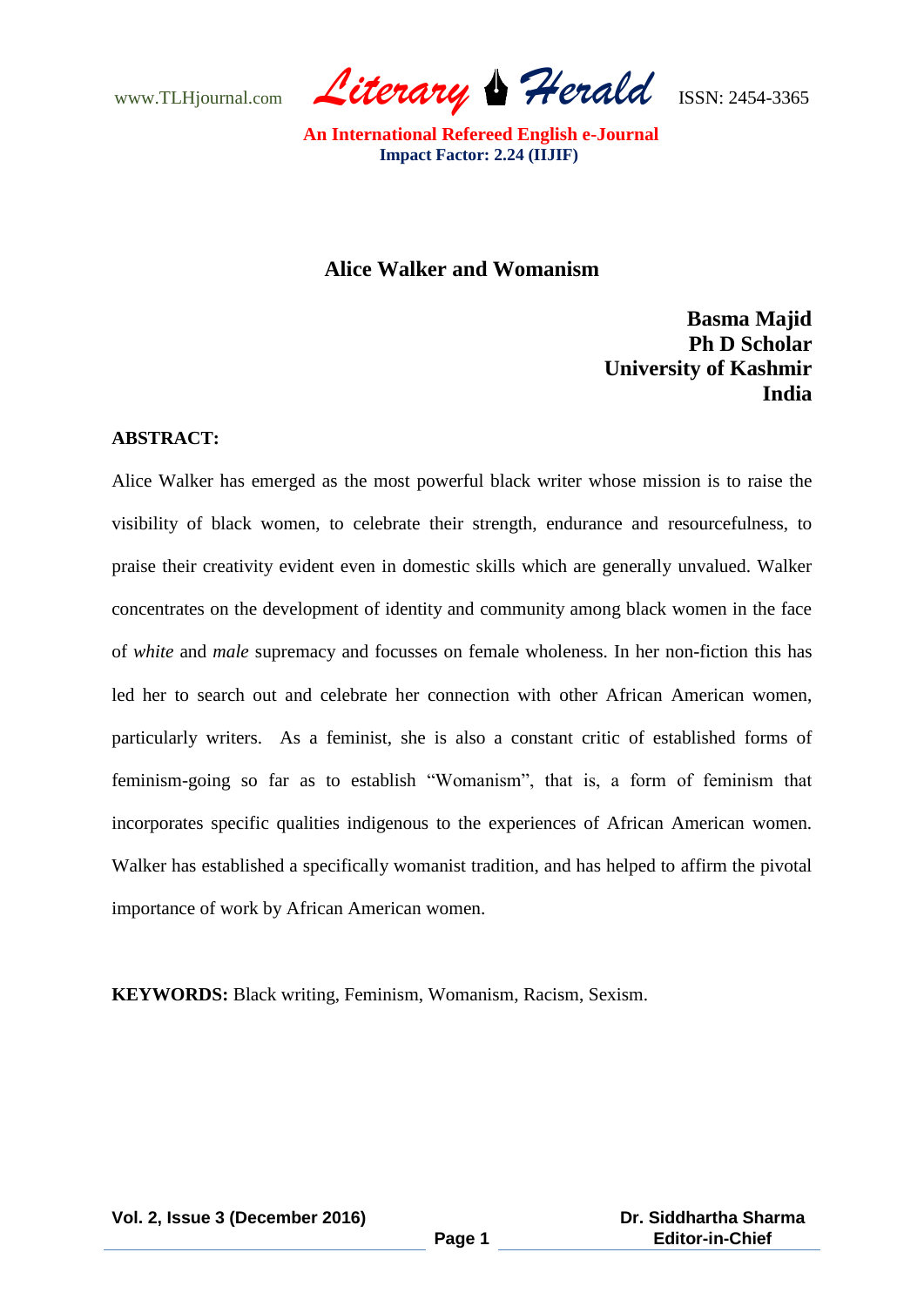# Alice Walker and Womanism

**Basma Majid**
**Ph D Scholar**
**University of Kashmir**
**India**

**ABSTRACT:**

Alice Walker has emerged as the most powerful black writer whose mission is to raise the visibility of black women, to celebrate their strength, endurance and resourcefulness, to praise their creativity evident even in domestic skills which are generally unvalued. Walker concentrates on the development of identity and community among black women in the face of *white* and *male* supremacy and focusses on female wholeness. In her non-fiction this has led her to search out and celebrate her connection with other African American women, particularly writers. As a feminist, she is also a constant critic of established forms of feminism-going so far as to establish "Womanism", that is, a form of feminism that incorporates specific qualities indigenous to the experiences of African American women. Walker has established a specifically womanist tradition, and has helped to affirm the pivotal importance of work by African American women.

**KEYWORDS:** Black writing, Feminism, Womanism, Racism, Sexism.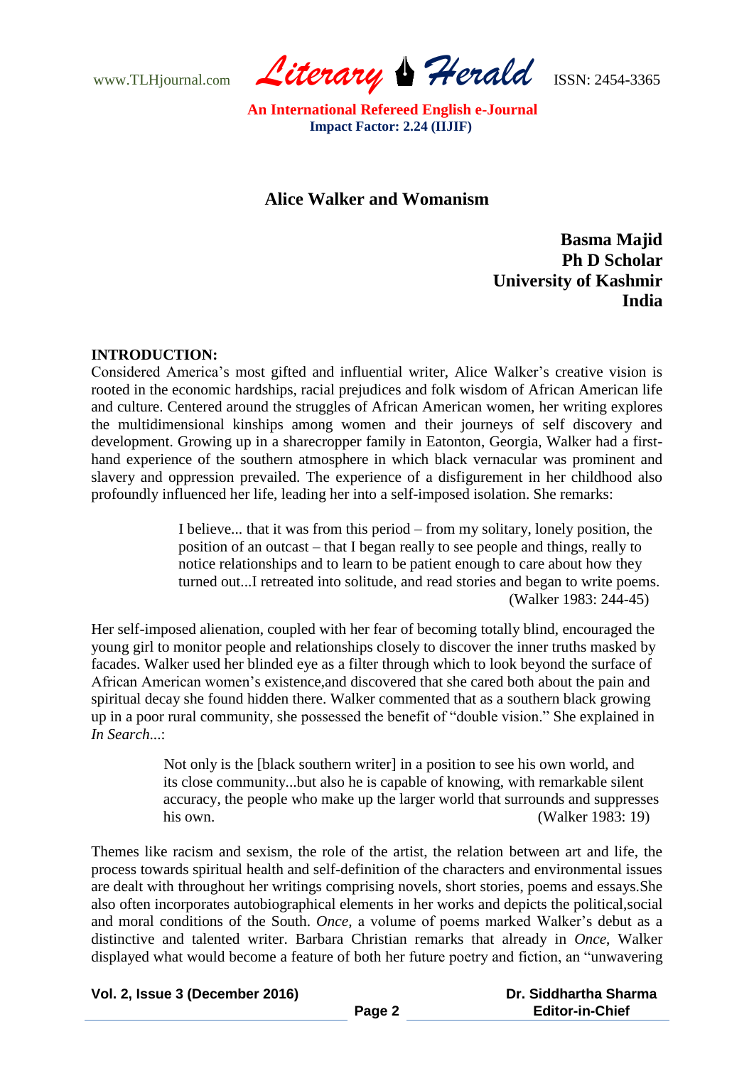# Alice Walker and Womanism

**Basma Majid**
**Ph D Scholar**
**University of Kashmir**
**India**

**INTRODUCTION:**

Considered America's most gifted and influential writer, Alice Walker's creative vision is rooted in the economic hardships, racial prejudices and folk wisdom of African American life and culture. Centered around the struggles of African American women, her writing explores the multidimensional kinships among women and their journeys of self discovery and development. Growing up in a sharecropper family in Eatonton, Georgia, Walker had a first-hand experience of the southern atmosphere in which black vernacular was prominent and slavery and oppression prevailed. The experience of a disfigurement in her childhood also profoundly influenced her life, leading her into a self-imposed isolation. She remarks:

> I believe... that it was from this period – from my solitary, lonely position, the position of an outcast – that I began really to see people and things, really to notice relationships and to learn to be patient enough to care about how they turned out...I retreated into solitude, and read stories and began to write poems. (Walker 1983: 244-45)

Her self-imposed alienation, coupled with her fear of becoming totally blind, encouraged the young girl to monitor people and relationships closely to discover the inner truths masked by facades. Walker used her blinded eye as a filter through which to look beyond the surface of African American women's existence,and discovered that she cared both about the pain and spiritual decay she found hidden there. Walker commented that as a southern black growing up in a poor rural community, she possessed the benefit of "double vision." She explained in *In Search...*:

> Not only is the [black southern writer] in a position to see his own world, and its close community...but also he is capable of knowing, with remarkable silent accuracy, the people who make up the larger world that surrounds and suppresses his own. (Walker 1983: 19)

Themes like racism and sexism, the role of the artist, the relation between art and life, the process towards spiritual health and self-definition of the characters and environmental issues are dealt with throughout her writings comprising novels, short stories, poems and essays.She also often incorporates autobiographical elements in her works and depicts the political,social and moral conditions of the South. *Once*, a volume of poems marked Walker's debut as a distinctive and talented writer. Barbara Christian remarks that already in *Once*, Walker displayed what would become a feature of both her future poetry and fiction, an "unwavering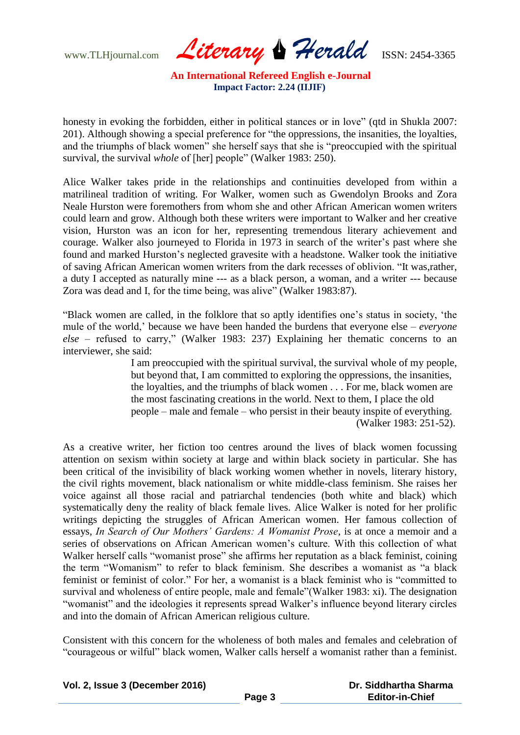honesty in evoking the forbidden, either in political stances or in love" (qtd in Shukla 2007: 201). Although showing a special preference for "the oppressions, the insanities, the loyalties, and the triumphs of black women" she herself says that she is "preoccupied with the spiritual survival, the survival *whole* of [her] people" (Walker 1983: 250).

Alice Walker takes pride in the relationships and continuities developed from within a matrilineal tradition of writing. For Walker, women such as Gwendolyn Brooks and Zora Neale Hurston were foremothers from whom she and other African American women writers could learn and grow. Although both these writers were important to Walker and her creative vision, Hurston was an icon for her, representing tremendous literary achievement and courage. Walker also journeyed to Florida in 1973 in search of the writer's past where she found and marked Hurston's neglected gravesite with a headstone. Walker took the initiative of saving African American women writers from the dark recesses of oblivion. "It was,rather, a duty I accepted as naturally mine --- as a black person, a woman, and a writer --- because Zora was dead and I, for the time being, was alive" (Walker 1983:87).

"Black women are called, in the folklore that so aptly identifies one's status in society, 'the mule of the world,' because we have been handed the burdens that everyone else – *everyone else* – refused to carry," (Walker 1983: 237) Explaining her thematic concerns to an interviewer, she said:

> I am preoccupied with the spiritual survival, the survival whole of my people, but beyond that, I am committed to exploring the oppressions, the insanities, the loyalties, and the triumphs of black women . . . For me, black women are the most fascinating creations in the world. Next to them, I place the old people – male and female – who persist in their beauty inspite of everything.
> (Walker 1983: 251-52).

As a creative writer, her fiction too centres around the lives of black women focussing attention on sexism within society at large and within black society in particular. She has been critical of the invisibility of black working women whether in novels, literary history, the civil rights movement, black nationalism or white middle-class feminism. She raises her voice against all those racial and patriarchal tendencies (both white and black) which systematically deny the reality of black female lives. Alice Walker is noted for her prolific writings depicting the struggles of African American women. Her famous collection of essays, *In Search of Our Mothers' Gardens: A Womanist Prose*, is at once a memoir and a series of observations on African American women's culture. With this collection of what Walker herself calls "womanist prose" she affirms her reputation as a black feminist, coining the term "Womanism" to refer to black feminism. She describes a womanist as "a black feminist or feminist of color." For her, a womanist is a black feminist who is "committed to survival and wholeness of entire people, male and female"(Walker 1983: xi). The designation "womanist" and the ideologies it represents spread Walker's influence beyond literary circles and into the domain of African American religious culture.

Consistent with this concern for the wholeness of both males and females and celebration of "courageous or wilful" black women, Walker calls herself a womanist rather than a feminist.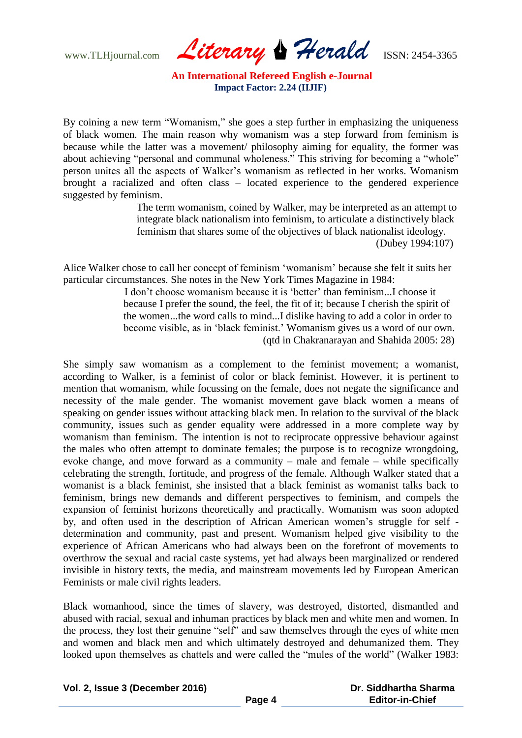By coining a new term "Womanism," she goes a step further in emphasizing the uniqueness of black women. The main reason why womanism was a step forward from feminism is because while the latter was a movement/ philosophy aiming for equality, the former was about achieving "personal and communal wholeness." This striving for becoming a "whole" person unites all the aspects of Walker's womanism as reflected in her works. Womanism brought a racialized and often class – located experience to the gendered experience suggested by feminism.

> The term womanism, coined by Walker, may be interpreted as an attempt to integrate black nationalism into feminism, to articulate a distinctively black feminism that shares some of the objectives of black nationalist ideology.
> (Dubey 1994:107)

Alice Walker chose to call her concept of feminism 'womanism' because she felt it suits her particular circumstances. She notes in the New York Times Magazine in 1984:

> I don't choose womanism because it is 'better' than feminism...I choose it because I prefer the sound, the feel, the fit of it; because I cherish the spirit of the women...the word calls to mind...I dislike having to add a color in order to become visible, as in 'black feminist.' Womanism gives us a word of our own.
> (qtd in Chakranarayan and Shahida 2005: 28)

She simply saw womanism as a complement to the feminist movement; a womanist, according to Walker, is a feminist of color or black feminist. However, it is pertinent to mention that womanism, while focussing on the female, does not negate the significance and necessity of the male gender. The womanist movement gave black women a means of speaking on gender issues without attacking black men. In relation to the survival of the black community, issues such as gender equality were addressed in a more complete way by womanism than feminism. The intention is not to reciprocate oppressive behaviour against the males who often attempt to dominate females; the purpose is to recognize wrongdoing, evoke change, and move forward as a community – male and female – while specifically celebrating the strength, fortitude, and progress of the female. Although Walker stated that a womanist is a black feminist, she insisted that a black feminist as womanist talks back to feminism, brings new demands and different perspectives to feminism, and compels the expansion of feminist horizons theoretically and practically. Womanism was soon adopted by, and often used in the description of African American women's struggle for self - determination and community, past and present. Womanism helped give visibility to the experience of African Americans who had always been on the forefront of movements to overthrow the sexual and racial caste systems, yet had always been marginalized or rendered invisible in history texts, the media, and mainstream movements led by European American Feminists or male civil rights leaders.

Black womanhood, since the times of slavery, was destroyed, distorted, dismantled and abused with racial, sexual and inhuman practices by black men and white men and women. In the process, they lost their genuine "self" and saw themselves through the eyes of white men and women and black men and which ultimately destroyed and dehumanized them. They looked upon themselves as chattels and were called the "mules of the world" (Walker 1983: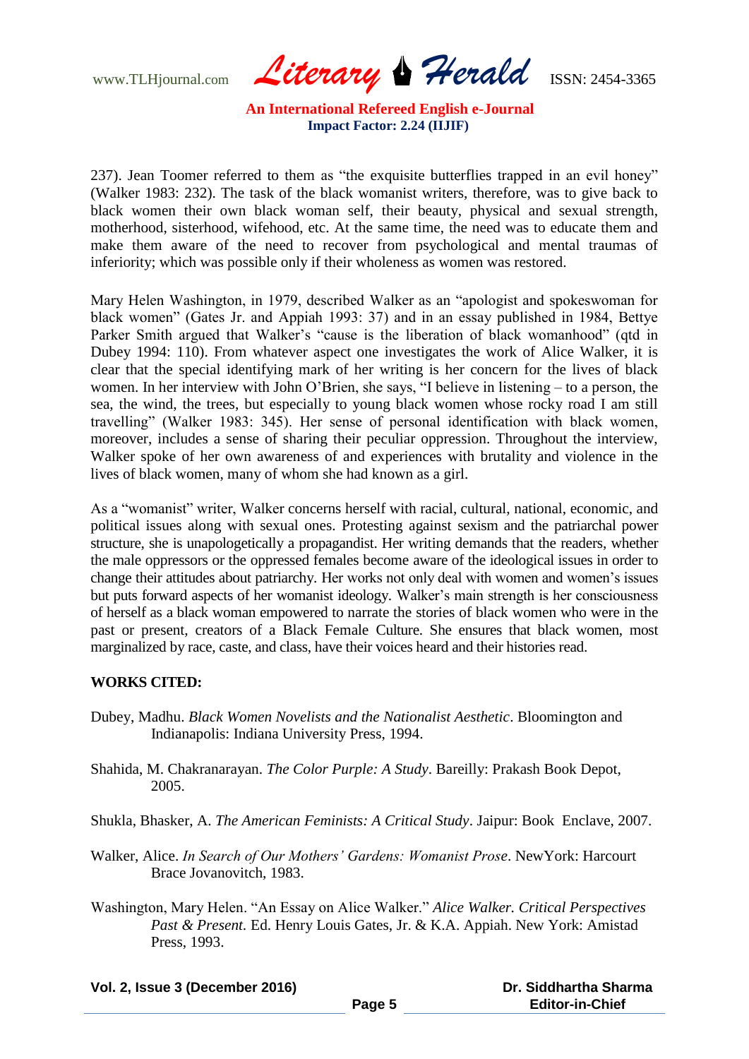237). Jean Toomer referred to them as "the exquisite butterflies trapped in an evil honey" (Walker 1983: 232). The task of the black womanist writers, therefore, was to give back to black women their own black woman self, their beauty, physical and sexual strength, motherhood, sisterhood, wifehood, etc. At the same time, the need was to educate them and make them aware of the need to recover from psychological and mental traumas of inferiority; which was possible only if their wholeness as women was restored.

Mary Helen Washington, in 1979, described Walker as an "apologist and spokeswoman for black women" (Gates Jr. and Appiah 1993: 37) and in an essay published in 1984, Bettye Parker Smith argued that Walker's "cause is the liberation of black womanhood" (qtd in Dubey 1994: 110). From whatever aspect one investigates the work of Alice Walker, it is clear that the special identifying mark of her writing is her concern for the lives of black women. In her interview with John O'Brien, she says, "I believe in listening – to a person, the sea, the wind, the trees, but especially to young black women whose rocky road I am still travelling" (Walker 1983: 345). Her sense of personal identification with black women, moreover, includes a sense of sharing their peculiar oppression. Throughout the interview, Walker spoke of her own awareness of and experiences with brutality and violence in the lives of black women, many of whom she had known as a girl.

As a "womanist" writer, Walker concerns herself with racial, cultural, national, economic, and political issues along with sexual ones. Protesting against sexism and the patriarchal power structure, she is unapologetically a propagandist. Her writing demands that the readers, whether the male oppressors or the oppressed females become aware of the ideological issues in order to change their attitudes about patriarchy. Her works not only deal with women and women's issues but puts forward aspects of her womanist ideology. Walker's main strength is her consciousness of herself as a black woman empowered to narrate the stories of black women who were in the past or present, creators of a Black Female Culture. She ensures that black women, most marginalized by race, caste, and class, have their voices heard and their histories read.

**WORKS CITED:**

Dubey, Madhu. *Black Women Novelists and the Nationalist Aesthetic*. Bloomington and Indianapolis: Indiana University Press, 1994.

Shahida, M. Chakranarayan. *The Color Purple: A Study*. Bareilly: Prakash Book Depot, 2005.

Shukla, Bhasker, A. *The American Feminists: A Critical Study*. Jaipur: Book Enclave, 2007.

Walker, Alice. *In Search of Our Mothers' Gardens: Womanist Prose*. NewYork: Harcourt Brace Jovanovitch, 1983.

Washington, Mary Helen. "An Essay on Alice Walker." *Alice Walker. Critical Perspectives Past & Present*. Ed. Henry Louis Gates, Jr. & K.A. Appiah. New York: Amistad Press, 1993.